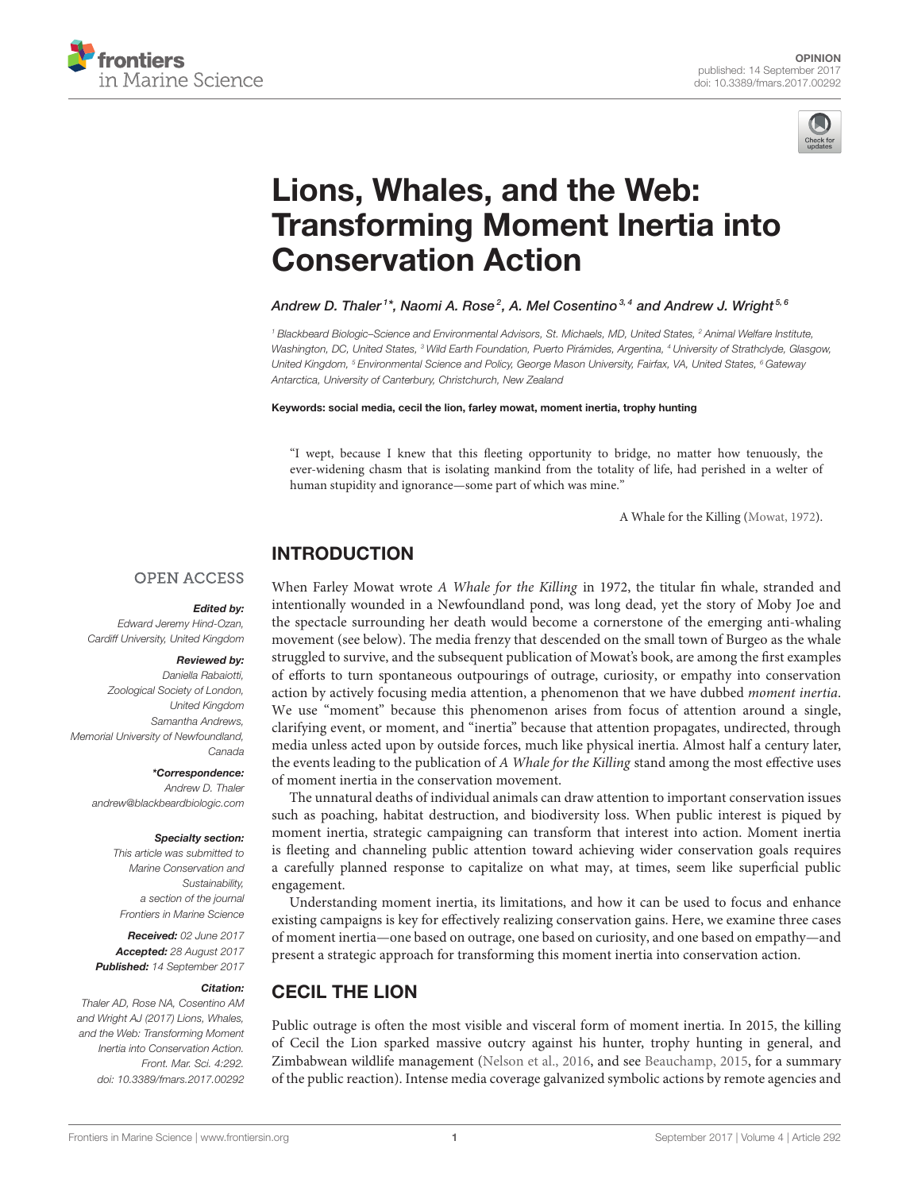OPINION
published: 14 September 2017
doi: 10.3389/fmars.2017.00292

# Lions, Whales, and the Web: Transforming Moment Inertia into Conservation Action

*Andrew D. Thaler[1]*, Naomi A. Rose[2], A. Mel Cosentino[3,4] and Andrew J. Wright[5,6]*

[1] Blackbeard Biologic–Science and Environmental Advisors, St. Michaels, MD, United States, [2] Animal Welfare Institute, Washington, DC, United States, [3] Wild Earth Foundation, Puerto Pirámides, Argentina, [4] University of Strathclyde, Glasgow, United Kingdom, [5] Environmental Science and Policy, George Mason University, Fairfax, VA, United States, [6] Gateway Antarctica, University of Canterbury, Christchurch, New Zealand

**Keywords: social media, cecil the lion, farley mowat, moment inertia, trophy hunting**

OPEN ACCESS

***Edited by:***
Edward Jeremy Hind-Ozan, Cardiff University, United Kingdom

***Reviewed by:***
Daniella Rabaiotti, Zoological Society of London, United Kingdom
Samantha Andrews, Memorial University of Newfoundland, Canada

***\*Correspondence:***
Andrew D. Thaler
andrew@blackbeardbiologic.com

***Specialty section:***
This article was submitted to Marine Conservation and Sustainability, a section of the journal Frontiers in Marine Science

***Received:*** 02 June 2017
***Accepted:*** 28 August 2017
***Published:*** 14 September 2017

***Citation:***
Thaler AD, Rose NA, Cosentino AM and Wright AJ (2017) Lions, Whales, and the Web: Transforming Moment Inertia into Conservation Action. Front. Mar. Sci. 4:292. doi: 10.3389/fmars.2017.00292

> "I wept, because I knew that this fleeting opportunity to bridge, no matter how tenuously, the ever-widening chasm that is isolating mankind from the totality of life, had perished in a welter of human stupidity and ignorance—some part of which was mine."
>
> A Whale for the Killing (Mowat, 1972).

## INTRODUCTION

When Farley Mowat wrote *A Whale for the Killing* in 1972, the titular fin whale, stranded and intentionally wounded in a Newfoundland pond, was long dead, yet the story of Moby Joe and the spectacle surrounding her death would become a cornerstone of the emerging anti-whaling movement (see below). The media frenzy that descended on the small town of Burgeo as the whale struggled to survive, and the subsequent publication of Mowat's book, are among the first examples of efforts to turn spontaneous outpourings of outrage, curiosity, or empathy into conservation action by actively focusing media attention, a phenomenon that we have dubbed *moment inertia*. We use "moment" because this phenomenon arises from focus of attention around a single, clarifying event, or moment, and "inertia" because that attention propagates, undirected, through media unless acted upon by outside forces, much like physical inertia. Almost half a century later, the events leading to the publication of *A Whale for the Killing* stand among the most effective uses of moment inertia in the conservation movement.

The unnatural deaths of individual animals can draw attention to important conservation issues such as poaching, habitat destruction, and biodiversity loss. When public interest is piqued by moment inertia, strategic campaigning can transform that interest into action. Moment inertia is fleeting and channeling public attention toward achieving wider conservation goals requires a carefully planned response to capitalize on what may, at times, seem like superficial public engagement.

Understanding moment inertia, its limitations, and how it can be used to focus and enhance existing campaigns is key for effectively realizing conservation gains. Here, we examine three cases of moment inertia—one based on outrage, one based on curiosity, and one based on empathy—and present a strategic approach for transforming this moment inertia into conservation action.

## CECIL THE LION

Public outrage is often the most visible and visceral form of moment inertia. In 2015, the killing of Cecil the Lion sparked massive outcry against his hunter, trophy hunting in general, and Zimbabwean wildlife management (Nelson et al., 2016, and see Beauchamp, 2015, for a summary of the public reaction). Intense media coverage galvanized symbolic actions by remote agencies and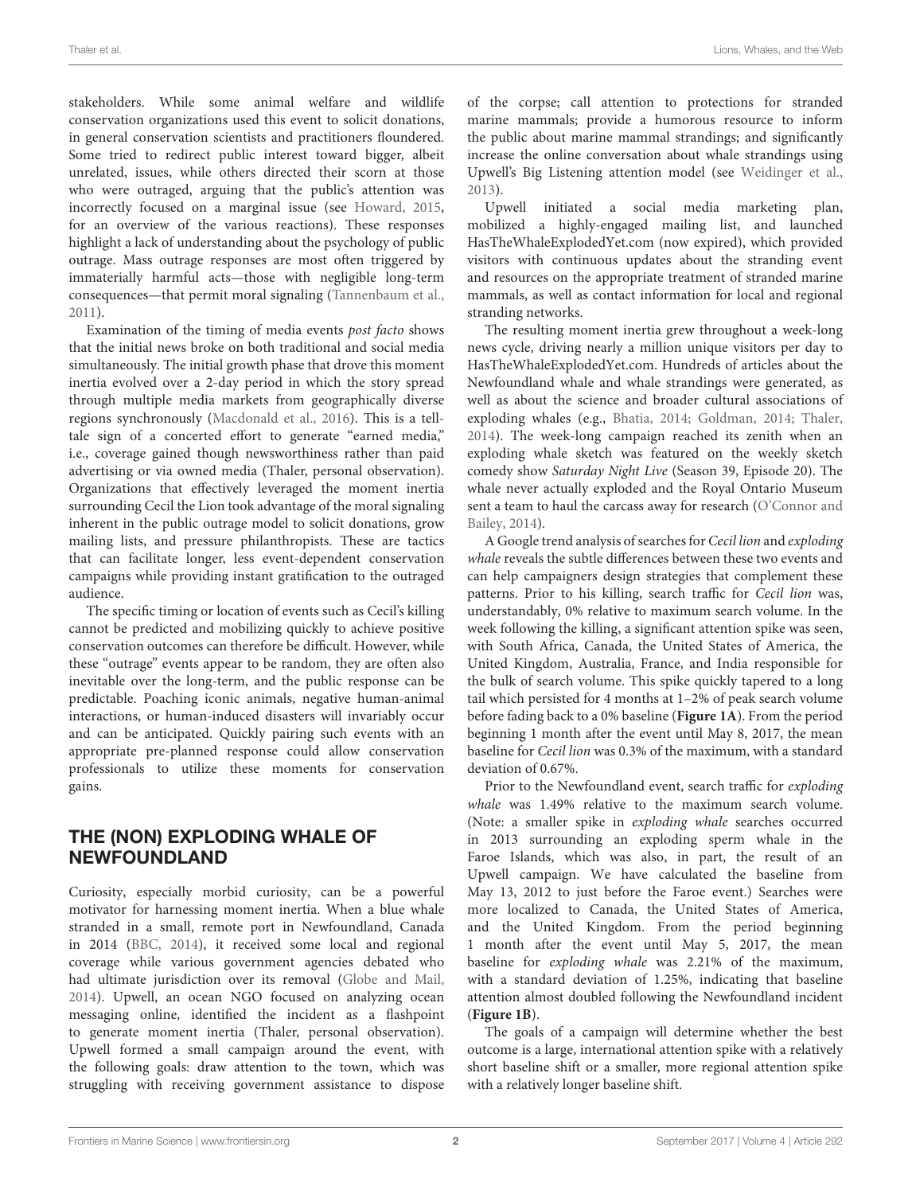stakeholders. While some animal welfare and wildlife conservation organizations used this event to solicit donations, in general conservation scientists and practitioners floundered. Some tried to redirect public interest toward bigger, albeit unrelated, issues, while others directed their scorn at those who were outraged, arguing that the public's attention was incorrectly focused on a marginal issue (see Howard, 2015, for an overview of the various reactions). These responses highlight a lack of understanding about the psychology of public outrage. Mass outrage responses are most often triggered by immaterially harmful acts—those with negligible long-term consequences—that permit moral signaling (Tannenbaum et al., 2011).

Examination of the timing of media events *post facto* shows that the initial news broke on both traditional and social media simultaneously. The initial growth phase that drove this moment inertia evolved over a 2-day period in which the story spread through multiple media markets from geographically diverse regions synchronously (Macdonald et al., 2016). This is a tell-tale sign of a concerted effort to generate "earned media," i.e., coverage gained though newsworthiness rather than paid advertising or via owned media (Thaler, personal observation). Organizations that effectively leveraged the moment inertia surrounding Cecil the Lion took advantage of the moral signaling inherent in the public outrage model to solicit donations, grow mailing lists, and pressure philanthropists. These are tactics that can facilitate longer, less event-dependent conservation campaigns while providing instant gratification to the outraged audience.

The specific timing or location of events such as Cecil's killing cannot be predicted and mobilizing quickly to achieve positive conservation outcomes can therefore be difficult. However, while these "outrage" events appear to be random, they are often also inevitable over the long-term, and the public response can be predictable. Poaching iconic animals, negative human-animal interactions, or human-induced disasters will invariably occur and can be anticipated. Quickly pairing such events with an appropriate pre-planned response could allow conservation professionals to utilize these moments for conservation gains.

## THE (NON) EXPLODING WHALE OF NEWFOUNDLAND

Curiosity, especially morbid curiosity, can be a powerful motivator for harnessing moment inertia. When a blue whale stranded in a small, remote port in Newfoundland, Canada in 2014 (BBC, 2014), it received some local and regional coverage while various government agencies debated who had ultimate jurisdiction over its removal (Globe and Mail, 2014). Upwell, an ocean NGO focused on analyzing ocean messaging online, identified the incident as a flashpoint to generate moment inertia (Thaler, personal observation). Upwell formed a small campaign around the event, with the following goals: draw attention to the town, which was struggling with receiving government assistance to dispose of the corpse; call attention to protections for stranded marine mammals; provide a humorous resource to inform the public about marine mammal strandings; and significantly increase the online conversation about whale strandings using Upwell's Big Listening attention model (see Weidinger et al., 2013).

Upwell initiated a social media marketing plan, mobilized a highly-engaged mailing list, and launched HasTheWhaleExplodedYet.com (now expired), which provided visitors with continuous updates about the stranding event and resources on the appropriate treatment of stranded marine mammals, as well as contact information for local and regional stranding networks.

The resulting moment inertia grew throughout a week-long news cycle, driving nearly a million unique visitors per day to HasTheWhaleExplodedYet.com. Hundreds of articles about the Newfoundland whale and whale strandings were generated, as well as about the science and broader cultural associations of exploding whales (e.g., Bhatia, 2014; Goldman, 2014; Thaler, 2014). The week-long campaign reached its zenith when an exploding whale sketch was featured on the weekly sketch comedy show *Saturday Night Live* (Season 39, Episode 20). The whale never actually exploded and the Royal Ontario Museum sent a team to haul the carcass away for research (O'Connor and Bailey, 2014).

A Google trend analysis of searches for *Cecil lion* and *exploding whale* reveals the subtle differences between these two events and can help campaigners design strategies that complement these patterns. Prior to his killing, search traffic for *Cecil lion* was, understandably, 0% relative to maximum search volume. In the week following the killing, a significant attention spike was seen, with South Africa, Canada, the United States of America, the United Kingdom, Australia, France, and India responsible for the bulk of search volume. This spike quickly tapered to a long tail which persisted for 4 months at 1–2% of peak search volume before fading back to a 0% baseline (**Figure 1A**). From the period beginning 1 month after the event until May 8, 2017, the mean baseline for *Cecil lion* was 0.3% of the maximum, with a standard deviation of 0.67%.

Prior to the Newfoundland event, search traffic for *exploding whale* was 1.49% relative to the maximum search volume. (Note: a smaller spike in *exploding whale* searches occurred in 2013 surrounding an exploding sperm whale in the Faroe Islands, which was also, in part, the result of an Upwell campaign. We have calculated the baseline from May 13, 2012 to just before the Faroe event.) Searches were more localized to Canada, the United States of America, and the United Kingdom. From the period beginning 1 month after the event until May 5, 2017, the mean baseline for *exploding whale* was 2.21% of the maximum, with a standard deviation of 1.25%, indicating that baseline attention almost doubled following the Newfoundland incident (**Figure 1B**).

The goals of a campaign will determine whether the best outcome is a large, international attention spike with a relatively short baseline shift or a smaller, more regional attention spike with a relatively longer baseline shift.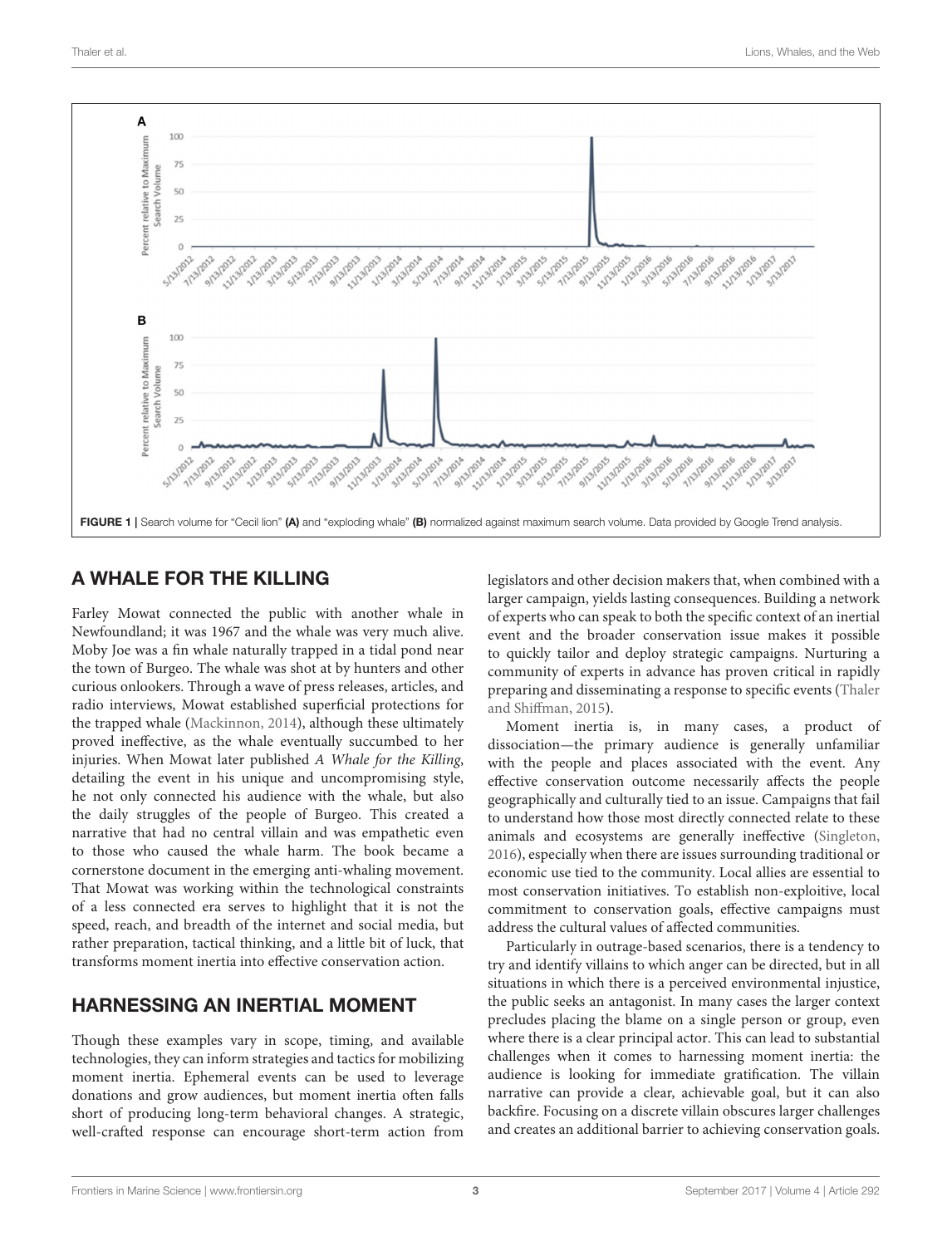FIGURE 1 | Search volume for "Cecil lion" **(A)** and "exploding whale" **(B)** normalized against maximum search volume. Data provided by Google Trend analysis.

## A WHALE FOR THE KILLING

Farley Mowat connected the public with another whale in Newfoundland; it was 1967 and the whale was very much alive. Moby Joe was a fin whale naturally trapped in a tidal pond near the town of Burgeo. The whale was shot at by hunters and other curious onlookers. Through a wave of press releases, articles, and radio interviews, Mowat established superficial protections for the trapped whale (Mackinnon, 2014), although these ultimately proved ineffective, as the whale eventually succumbed to her injuries. When Mowat later published *A Whale for the Killing*, detailing the event in his unique and uncompromising style, he not only connected his audience with the whale, but also the daily struggles of the people of Burgeo. This created a narrative that had no central villain and was empathetic even to those who caused the whale harm. The book became a cornerstone document in the emerging anti-whaling movement. That Mowat was working within the technological constraints of a less connected era serves to highlight that it is not the speed, reach, and breadth of the internet and social media, but rather preparation, tactical thinking, and a little bit of luck, that transforms moment inertia into effective conservation action.

## HARNESSING AN INERTIAL MOMENT

Though these examples vary in scope, timing, and available technologies, they can inform strategies and tactics for mobilizing moment inertia. Ephemeral events can be used to leverage donations and grow audiences, but moment inertia often falls short of producing long-term behavioral changes. A strategic, well-crafted response can encourage short-term action from legislators and other decision makers that, when combined with a larger campaign, yields lasting consequences. Building a network of experts who can speak to both the specific context of an inertial event and the broader conservation issue makes it possible to quickly tailor and deploy strategic campaigns. Nurturing a community of experts in advance has proven critical in rapidly preparing and disseminating a response to specific events (Thaler and Shiffman, 2015).

Moment inertia is, in many cases, a product of dissociation—the primary audience is generally unfamiliar with the people and places associated with the event. Any effective conservation outcome necessarily affects the people geographically and culturally tied to an issue. Campaigns that fail to understand how those most directly connected relate to these animals and ecosystems are generally ineffective (Singleton, 2016), especially when there are issues surrounding traditional or economic use tied to the community. Local allies are essential to most conservation initiatives. To establish non-exploitive, local commitment to conservation goals, effective campaigns must address the cultural values of affected communities.

Particularly in outrage-based scenarios, there is a tendency to try and identify villains to which anger can be directed, but in all situations in which there is a perceived environmental injustice, the public seeks an antagonist. In many cases the larger context precludes placing the blame on a single person or group, even where there is a clear principal actor. This can lead to substantial challenges when it comes to harnessing moment inertia: the audience is looking for immediate gratification. The villain narrative can provide a clear, achievable goal, but it can also backfire. Focusing on a discrete villain obscures larger challenges and creates an additional barrier to achieving conservation goals.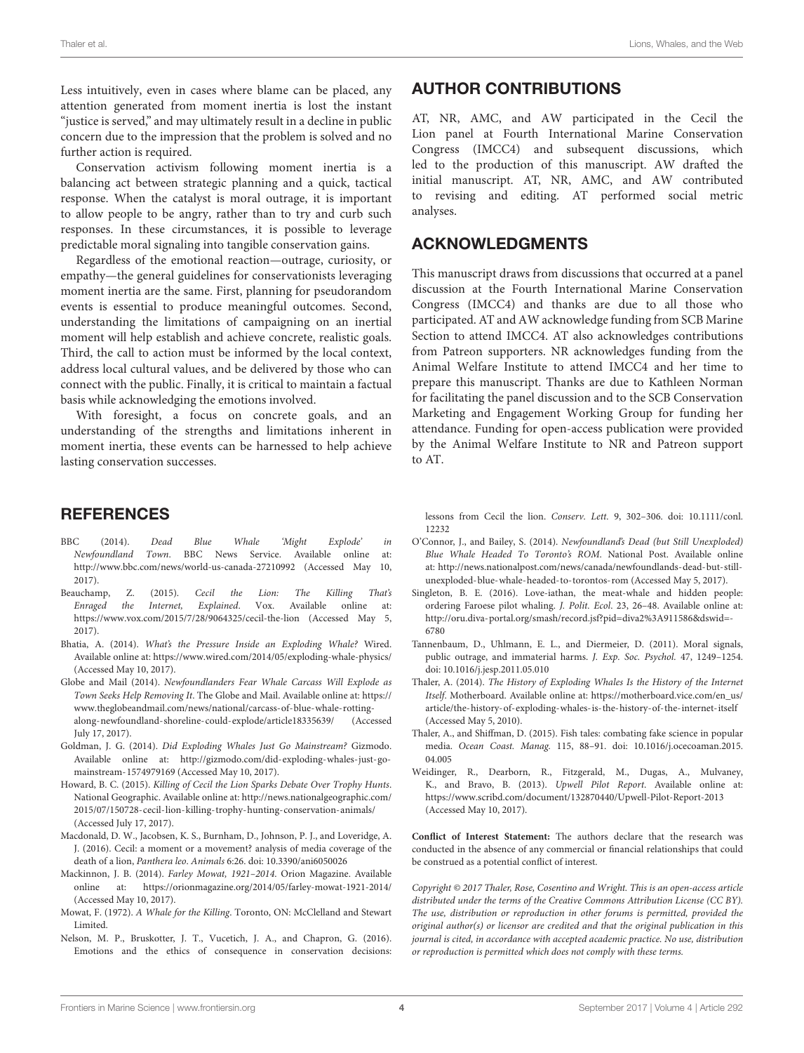Less intuitively, even in cases where blame can be placed, any attention generated from moment inertia is lost the instant "justice is served," and may ultimately result in a decline in public concern due to the impression that the problem is solved and no further action is required.

Conservation activism following moment inertia is a balancing act between strategic planning and a quick, tactical response. When the catalyst is moral outrage, it is important to allow people to be angry, rather than to try and curb such responses. In these circumstances, it is possible to leverage predictable moral signaling into tangible conservation gains.

Regardless of the emotional reaction—outrage, curiosity, or empathy—the general guidelines for conservationists leveraging moment inertia are the same. First, planning for pseudorandom events is essential to produce meaningful outcomes. Second, understanding the limitations of campaigning on an inertial moment will help establish and achieve concrete, realistic goals. Third, the call to action must be informed by the local context, address local cultural values, and be delivered by those who can connect with the public. Finally, it is critical to maintain a factual basis while acknowledging the emotions involved.

With foresight, a focus on concrete goals, and an understanding of the strengths and limitations inherent in moment inertia, these events can be harnessed to help achieve lasting conservation successes.

## AUTHOR CONTRIBUTIONS

AT, NR, AMC, and AW participated in the Cecil the Lion panel at Fourth International Marine Conservation Congress (IMCC4) and subsequent discussions, which led to the production of this manuscript. AW drafted the initial manuscript. AT, NR, AMC, and AW contributed to revising and editing. AT performed social metric analyses.

## ACKNOWLEDGMENTS

This manuscript draws from discussions that occurred at a panel discussion at the Fourth International Marine Conservation Congress (IMCC4) and thanks are due to all those who participated. AT and AW acknowledge funding from SCB Marine Section to attend IMCC4. AT also acknowledges contributions from Patreon supporters. NR acknowledges funding from the Animal Welfare Institute to attend IMCC4 and her time to prepare this manuscript. Thanks are due to Kathleen Norman for facilitating the panel discussion and to the SCB Conservation Marketing and Engagement Working Group for funding her attendance. Funding for open-access publication were provided by the Animal Welfare Institute to NR and Patreon support to AT.

## REFERENCES

BBC (2014). *Dead Blue Whale 'Might Explode' in Newfoundland Town*. BBC News Service. Available online at: http://www.bbc.com/news/world-us-canada-27210992 (Accessed May 10, 2017).

Beauchamp, Z. (2015). *Cecil the Lion: The Killing That's Enraged the Internet, Explained*. Vox. Available online at: https://www.vox.com/2015/7/28/9064325/cecil-the-lion (Accessed May 5, 2017).

Bhatia, A. (2014). *What's the Pressure Inside an Exploding Whale?* Wired. Available online at: https://www.wired.com/2014/05/exploding-whale-physics/ (Accessed May 10, 2017).

Globe and Mail (2014). *Newfoundlanders Fear Whale Carcass Will Explode as Town Seeks Help Removing It*. The Globe and Mail. Available online at: https://www.theglobeandmail.com/news/national/carcass-of-blue-whale-rotting-along-newfoundland-shoreline-could-explode/article18335639/ (Accessed July 17, 2017).

Goldman, J. G. (2014). *Did Exploding Whales Just Go Mainstream?* Gizmodo. Available online at: http://gizmodo.com/did-exploding-whales-just-go-mainstream-1574979169 (Accessed May 10, 2017).

Howard, B. C. (2015). *Killing of Cecil the Lion Sparks Debate Over Trophy Hunts*. National Geographic. Available online at: http://news.nationalgeographic.com/2015/07/150728-cecil-lion-killing-trophy-hunting-conservation-animals/ (Accessed July 17, 2017).

Macdonald, D. W., Jacobsen, K. S., Burnham, D., Johnson, P. J., and Loveridge, A. J. (2016). Cecil: a moment or a movement? analysis of media coverage of the death of a lion, *Panthera leo*. *Animals* 6:26. doi: 10.3390/ani6050026

Mackinnon, J. B. (2014). *Farley Mowat, 1921–2014*. Orion Magazine. Available online at: https://orionmagazine.org/2014/05/farley-mowat-1921-2014/ (Accessed May 10, 2017).

Mowat, F. (1972). *A Whale for the Killing*. Toronto, ON: McClelland and Stewart Limited.

Nelson, M. P., Bruskotter, J. T., Vucetich, J. A., and Chapron, G. (2016). Emotions and the ethics of consequence in conservation decisions: lessons from Cecil the lion. *Conserv. Lett.* 9, 302–306. doi: 10.1111/conl.12232

O'Connor, J., and Bailey, S. (2014). *Newfoundland's Dead (but Still Unexploded) Blue Whale Headed To Toronto's ROM*. National Post. Available online at: http://news.nationalpost.com/news/canada/newfoundlands-dead-but-still-unexploded-blue-whale-headed-to-torontos-rom (Accessed May 5, 2017).

Singleton, B. E. (2016). Love-iathan, the meat-whale and hidden people: ordering Faroese pilot whaling. *J. Polit. Ecol.* 23, 26–48. Available online at: http://oru.diva-portal.org/smash/record.jsf?pid=diva2%3A911586&dswid=-6780

Tannenbaum, D., Uhlmann, E. L., and Diermeier, D. (2011). Moral signals, public outrage, and immaterial harms. *J. Exp. Soc. Psychol.* 47, 1249–1254. doi: 10.1016/j.jesp.2011.05.010

Thaler, A. (2014). *The History of Exploding Whales Is the History of the Internet Itself*. Motherboard. Available online at: https://motherboard.vice.com/en_us/article/the-history-of-exploding-whales-is-the-history-of-the-internet-itself (Accessed May 5, 2010).

Thaler, A., and Shiffman, D. (2015). Fish tales: combating fake science in popular media. *Ocean Coast. Manag.* 115, 88–91. doi: 10.1016/j.ocecoaman.2015.04.005

Weidinger, R., Dearborn, R., Fitzgerald, M., Dugas, A., Mulvaney, K., and Bravo, B. (2013). *Upwell Pilot Report*. Available online at: https://www.scribd.com/document/132870440/Upwell-Pilot-Report-2013 (Accessed May 10, 2017).

**Conflict of Interest Statement:** The authors declare that the research was conducted in the absence of any commercial or financial relationships that could be construed as a potential conflict of interest.

*Copyright © 2017 Thaler, Rose, Cosentino and Wright. This is an open-access article distributed under the terms of the Creative Commons Attribution License (CC BY). The use, distribution or reproduction in other forums is permitted, provided the original author(s) or licensor are credited and that the original publication in this journal is cited, in accordance with accepted academic practice. No use, distribution or reproduction is permitted which does not comply with these terms.*